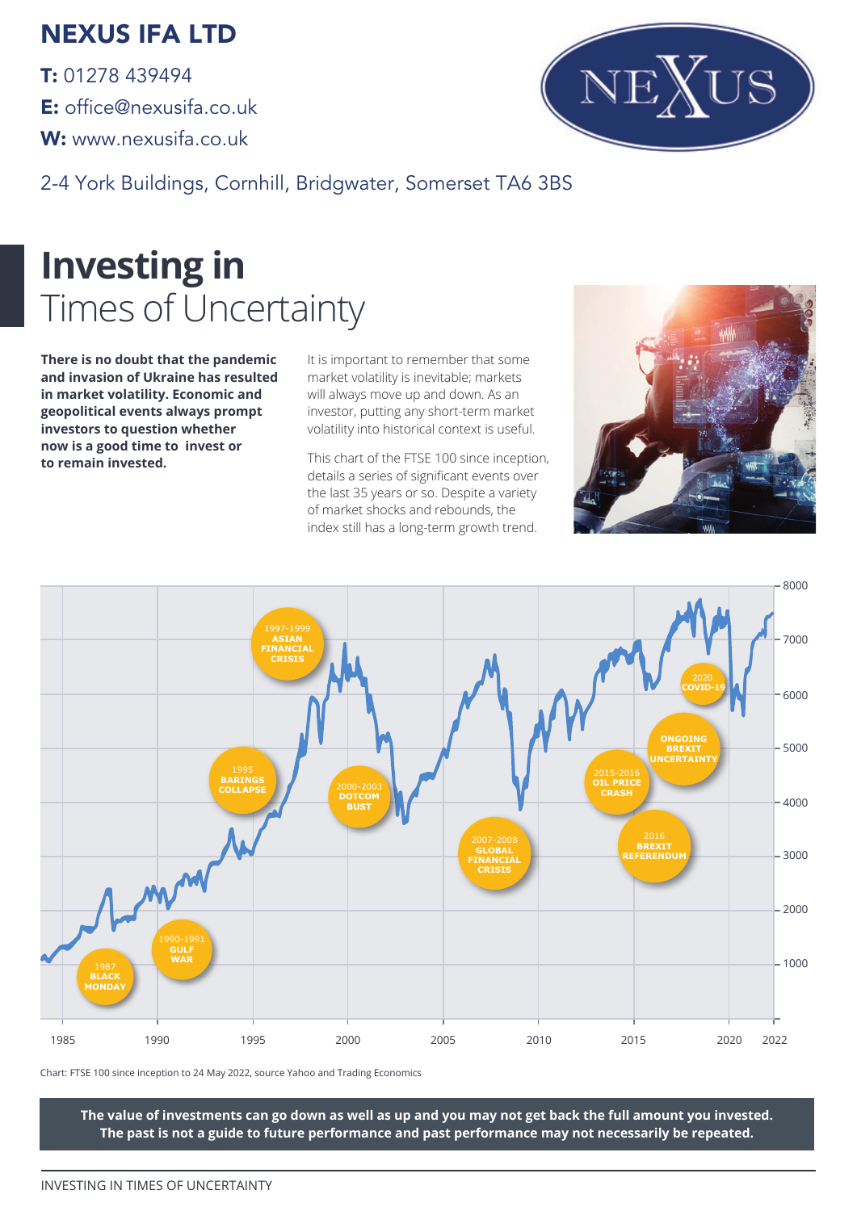# NEXUS IFA LTD

**T:** 01278 439494
**E:** office@nexusifa.co.uk
**W:** www.nexusifa.co.uk

2-4 York Buildings, Cornhill, Bridgwater, Somerset TA6 3BS

# Investing in Times of Uncertainty

**There is no doubt that the pandemic and invasion of Ukraine has resulted in market volatility. Economic and geopolitical events always prompt investors to question whether now is a good time to invest or to remain invested.**

It is important to remember that some market volatility is inevitable; markets will always move up and down. As an investor, putting any short-term market volatility into historical context is useful.

This chart of the FTSE 100 since inception, details a series of significant events over the last 35 years or so. Despite a variety of market shocks and rebounds, the index still has a long-term growth trend.

1987 BLACK MONDAY
1990-1991 GULF WAR
1995 BARINGS COLLAPSE
1997-1999 ASIAN FINANCIAL CRISIS
2000-2003 DOTCOM BUST
2007-2008 GLOBAL FINANCIAL CRISIS
2015-2016 OIL PRICE CRASH
2016 BREXIT REFERENDUM
ONGOING BREXIT UNCERTAINTY
2020 COVID-19

Chart: FTSE 100 since inception to 24 May 2022, source Yahoo and Trading Economics

**The value of investments can go down as well as up and you may not get back the full amount you invested. The past is not a guide to future performance and past performance may not necessarily be repeated.**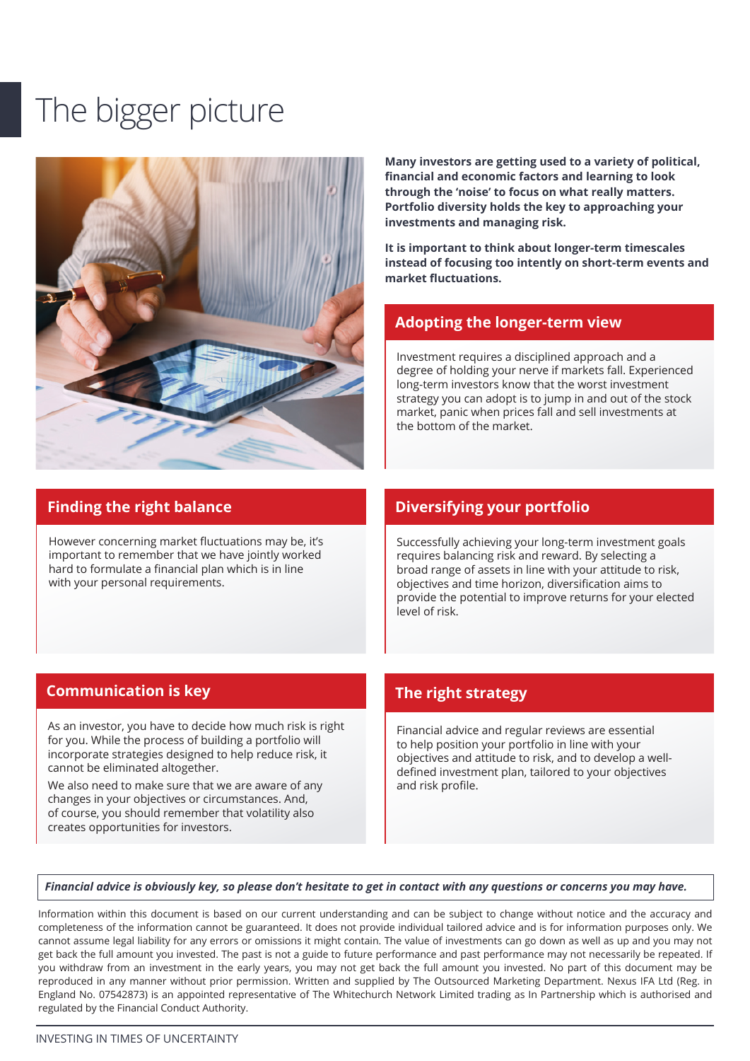# The bigger picture

**Many investors are getting used to a variety of political, financial and economic factors and learning to look through the 'noise' to focus on what really matters. Portfolio diversity holds the key to approaching your investments and managing risk.**

**It is important to think about longer-term timescales instead of focusing too intently on short-term events and market fluctuations.**

## Adopting the longer-term view

Investment requires a disciplined approach and a degree of holding your nerve if markets fall. Experienced long-term investors know that the worst investment strategy you can adopt is to jump in and out of the stock market, panic when prices fall and sell investments at the bottom of the market.

## Finding the right balance

However concerning market fluctuations may be, it's important to remember that we have jointly worked hard to formulate a financial plan which is in line with your personal requirements.

## Diversifying your portfolio

Successfully achieving your long-term investment goals requires balancing risk and reward. By selecting a broad range of assets in line with your attitude to risk, objectives and time horizon, diversification aims to provide the potential to improve returns for your elected level of risk.

## Communication is key

As an investor, you have to decide how much risk is right for you. While the process of building a portfolio will incorporate strategies designed to help reduce risk, it cannot be eliminated altogether.

We also need to make sure that we are aware of any changes in your objectives or circumstances. And, of course, you should remember that volatility also creates opportunities for investors.

## The right strategy

Financial advice and regular reviews are essential to help position your portfolio in line with your objectives and attitude to risk, and to develop a well-defined investment plan, tailored to your objectives and risk profile.

***Financial advice is obviously key, so please don't hesitate to get in contact with any questions or concerns you may have.***

Information within this document is based on our current understanding and can be subject to change without notice and the accuracy and completeness of the information cannot be guaranteed. It does not provide individual tailored advice and is for information purposes only. We cannot assume legal liability for any errors or omissions it might contain. The value of investments can go down as well as up and you may not get back the full amount you invested. The past is not a guide to future performance and past performance may not necessarily be repeated. If you withdraw from an investment in the early years, you may not get back the full amount you invested. No part of this document may be reproduced in any manner without prior permission. Written and supplied by The Outsourced Marketing Department. Nexus IFA Ltd (Reg. in England No. 07542873) is an appointed representative of The Whitechurch Network Limited trading as In Partnership which is authorised and regulated by the Financial Conduct Authority.